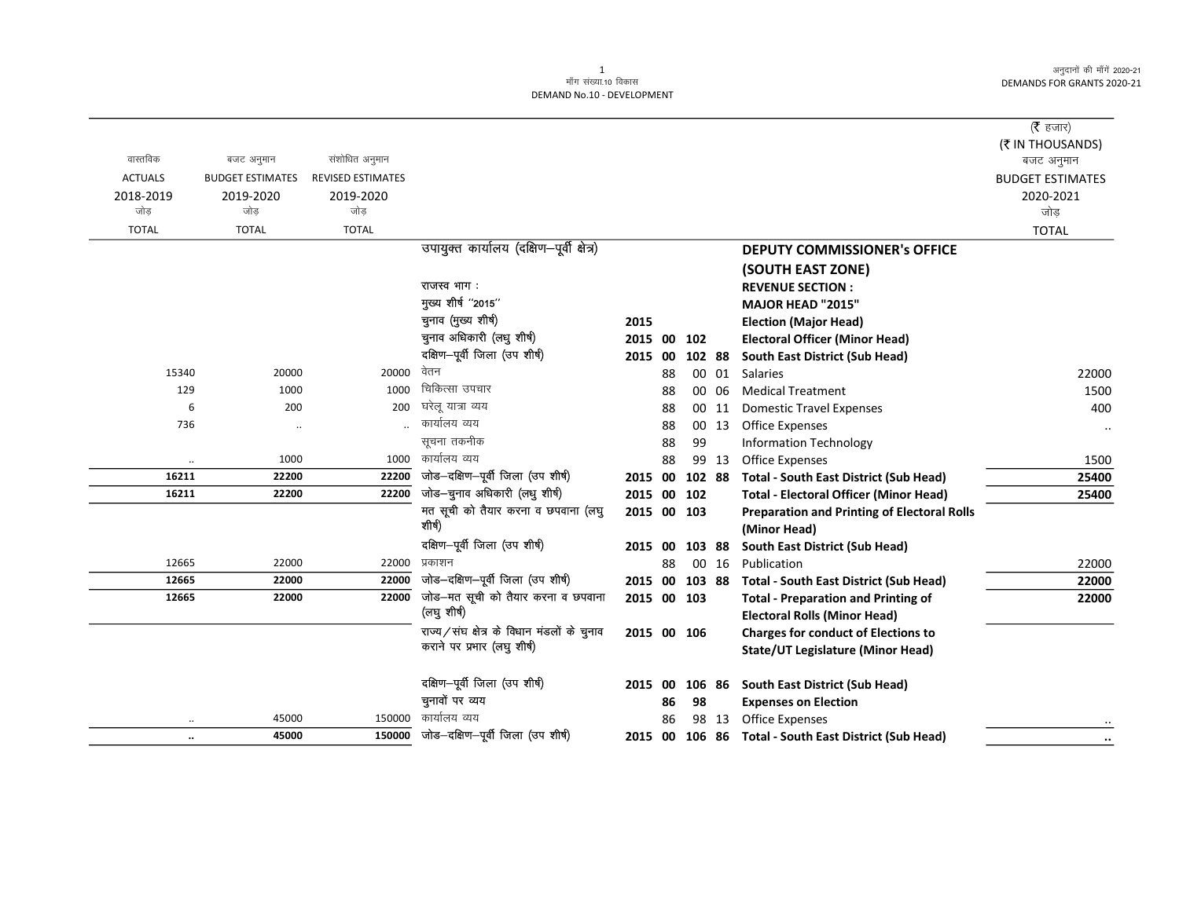मॉंग संख्या.10 विकास
DEMAND No.10 - DEVELOPMENT

अनुदानों की मॉंगें 2020-21
DEMANDS FOR GRANTS 2020-21

(₹ हजार)
(₹ IN THOUSANDS)

| वास्तविक ACTUALS 2018-2019 जोड़ TOTAL | बजट अनुमान BUDGET ESTIMATES 2019-2020 जोड़ TOTAL | संशोधित अनुमान REVISED ESTIMATES 2019-2020 जोड़ TOTAL | | | | | | | बजट अनुमान BUDGET ESTIMATES 2020-2021 जोड़ TOTAL |
|---|---|---|---|---|---|---|---|---|---|
| | | | उपायुक्त कार्यालय (दक्षिण–पूर्वी क्षेत्र) | | | | | **DEPUTY COMMISSIONER's OFFICE (SOUTH EAST ZONE)** | |
| | | | राजस्व भाग : | | | | | **REVENUE SECTION :** | |
| | | | मुख्य शीर्ष "2015" | | | | | **MAJOR HEAD "2015"** | |
| | | | चुनाव (मुख्य शीर्ष) | 2015 | | | | **Election (Major Head)** | |
| | | | चुनाव अधिकारी (लघु शीर्ष) | 2015 | 00 | 102 | | **Electoral Officer (Minor Head)** | |
| | | | दक्षिण–पूर्वी जिला (उप शीर्ष) | 2015 | 00 | 102 | 88 | **South East District (Sub Head)** | |
| 15340 | 20000 | 20000 | वेतन | | 88 | 00 | 01 | Salaries | 22000 |
| 129 | 1000 | 1000 | चिकित्सा उपचार | | 88 | 00 | 06 | Medical Treatment | 1500 |
| 6 | 200 | 200 | घरेलू यात्रा व्यय | | 88 | 00 | 11 | Domestic Travel Expenses | 400 |
| 736 | .. | .. | कार्यालय व्यय | | 88 | 00 | 13 | Office Expenses | .. |
| | | | सूचना तकनीक | | 88 | 99 | | Information Technology | |
| .. | 1000 | 1000 | कार्यालय व्यय | | 88 | 99 | 13 | Office Expenses | 1500 |
| **16211** | **22200** | **22200** | जोड–दक्षिण–पूर्वी जिला (उप शीर्ष) | 2015 | 00 | 102 | 88 | **Total - South East District (Sub Head)** | **25400** |
| **16211** | **22200** | **22200** | जोड–चुनाव अधिकारी (लघु शीर्ष) | 2015 | 00 | 102 | | **Total - Electoral Officer (Minor Head)** | **25400** |
| | | | मत सूची को तैयार करना व छपवाना (लघु शीर्ष) | 2015 | 00 | 103 | | **Preparation and Printing of Electoral Rolls (Minor Head)** | |
| | | | दक्षिण–पूर्वी जिला (उप शीर्ष) | 2015 | 00 | 103 | 88 | **South East District (Sub Head)** | |
| 12665 | 22000 | 22000 | प्रकाशन | | 88 | 00 | 16 | Publication | 22000 |
| **12665** | **22000** | **22000** | जोड–दक्षिण–पूर्वी जिला (उप शीर्ष) | 2015 | 00 | 103 | 88 | **Total - South East District (Sub Head)** | **22000** |
| **12665** | **22000** | **22000** | जोड–मत सूची को तैयार करना व छपवाना (लघु शीर्ष) | 2015 | 00 | 103 | | **Total - Preparation and Printing of Electoral Rolls (Minor Head)** | **22000** |
| | | | राज्य/संघ क्षेत्र के विधान मंडलों के चुनाव कराने पर प्रभार (लघु शीर्ष) | 2015 | 00 | 106 | | **Charges for conduct of Elections to State/UT Legislature (Minor Head)** | |
| | | | दक्षिण–पूर्वी जिला (उप शीर्ष) | 2015 | 00 | 106 | 86 | **South East District (Sub Head)** | |
| | | | चुनावों पर व्यय | | 86 | 98 | | **Expenses on Election** | |
| .. | 45000 | 150000 | कार्यालय व्यय | | 86 | 98 | 13 | Office Expenses | .. |
| **..** | **45000** | **150000** | जोड–दक्षिण–पूर्वी जिला (उप शीर्ष) | 2015 | 00 | 106 | 86 | **Total - South East District (Sub Head)** | **..** |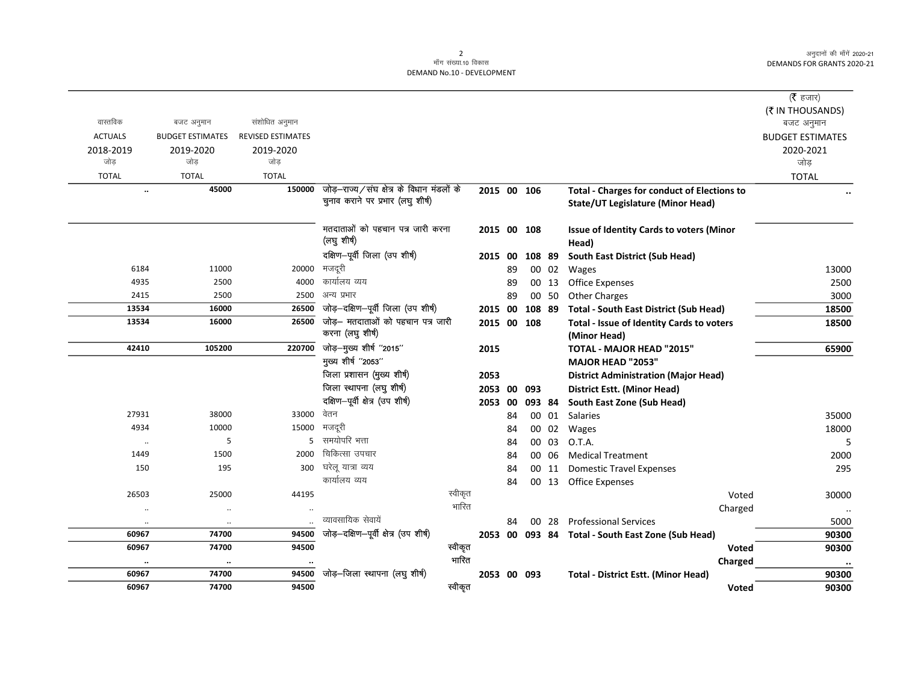| वास्तविक ACTUALS 2018-2019 जोड़ TOTAL | बजट अनुमान BUDGET ESTIMATES 2019-2020 जोड़ TOTAL | संशोधित अनुमान REVISED ESTIMATES 2019-2020 जोड़ TOTAL | | | | | | | (₹ हजार) (₹ IN THOUSANDS) बजट अनुमान BUDGET ESTIMATES 2020-2021 जोड़ TOTAL |
|---|---|---|---|---|---|---|---|---|---|
| .. | **45000** | **150000** | जोड़–राज्य/संघ क्षेत्र के विधान मंडलों के चुनाव कराने पर प्रभार (लघु शीर्ष) | **2015** | **00** | **106** | | **Total - Charges for conduct of Elections to State/UT Legislature (Minor Head)** | .. |
| | | | मतदाताओं को पहचान पत्र जारी करना (लघु शीर्ष) | **2015** | **00** | **108** | | **Issue of Identity Cards to voters (Minor Head)** | |
| | | | दक्षिण–पूर्वी जिला (उप शीर्ष) | **2015** | **00** | **108** | **89** | **South East District (Sub Head)** | |
| 6184 | 11000 | 20000 | मजदूरी | | 89 | 00 | 02 | Wages | 13000 |
| 4935 | 2500 | 4000 | कार्यालय व्यय | | 89 | 00 | 13 | Office Expenses | 2500 |
| 2415 | 2500 | 2500 | अन्य प्रभार | | 89 | 00 | 50 | Other Charges | 3000 |
| **13534** | **16000** | **26500** | जोड़–दक्षिण–पूर्वी जिला (उप शीर्ष) | **2015** | **00** | **108** | **89** | **Total - South East District (Sub Head)** | **18500** |
| **13534** | **16000** | **26500** | जोड़– मतदाताओं को पहचान पत्र जारी करना (लघु शीर्ष) | **2015** | **00** | **108** | | **Total - Issue of Identity Cards to voters (Minor Head)** | **18500** |
| **42410** | **105200** | **220700** | जोड़–मुख्य शीर्ष "2015" | **2015** | | | | **TOTAL - MAJOR HEAD "2015"** | **65900** |
| | | | मुख्य शीर्ष "2053" | | | | | **MAJOR HEAD "2053"** | |
| | | | जिला प्रशासन (मुख्य शीर्ष) | **2053** | | | | **District Administration (Major Head)** | |
| | | | जिला स्थापना (लघु शीर्ष) | **2053** | **00** | **093** | | **District Estt. (Minor Head)** | |
| | | | दक्षिण–पूर्वी क्षेत्र (उप शीर्ष) | **2053** | **00** | **093** | **84** | **South East Zone (Sub Head)** | |
| 27931 | 38000 | 33000 | वेतन | | 84 | 00 | 01 | Salaries | 35000 |
| 4934 | 10000 | 15000 | मजदूरी | | 84 | 00 | 02 | Wages | 18000 |
| .. | 5 | 5 | समयोपरि भत्ता | | 84 | 00 | 03 | O.T.A. | 5 |
| 1449 | 1500 | 2000 | चिकित्सा उपचार | | 84 | 00 | 06 | Medical Treatment | 2000 |
| 150 | 195 | 300 | घरेलू यात्रा व्यय | | 84 | 00 | 11 | Domestic Travel Expenses | 295 |
| | | | कार्यालय व्यय | | 84 | 00 | 13 | Office Expenses | |
| 26503 | 25000 | 44195 | स्वीकृत | | | | | Voted | 30000 |
| .. | .. | .. | भारित | | | | | Charged | .. |
| .. | .. | .. | व्यावसायिक सेवायें | | 84 | 00 | 28 | Professional Services | 5000 |
| **60967** | **74700** | **94500** | जोड़–दक्षिण–पूर्वी क्षेत्र (उप शीर्ष) | **2053** | **00** | **093** | **84** | **Total - South East Zone (Sub Head)** | **90300** |
| **60967** | **74700** | **94500** | स्वीकृत | | | | | **Voted** | **90300** |
| .. | .. | .. | भारित | | | | | **Charged** | .. |
| **60967** | **74700** | **94500** | जोड़–जिला स्थापना (लघु शीर्ष) | **2053** | **00** | **093** | | **Total - District Estt. (Minor Head)** | **90300** |
| **60967** | **74700** | **94500** | स्वीकृत | | | | | **Voted** | **90300** |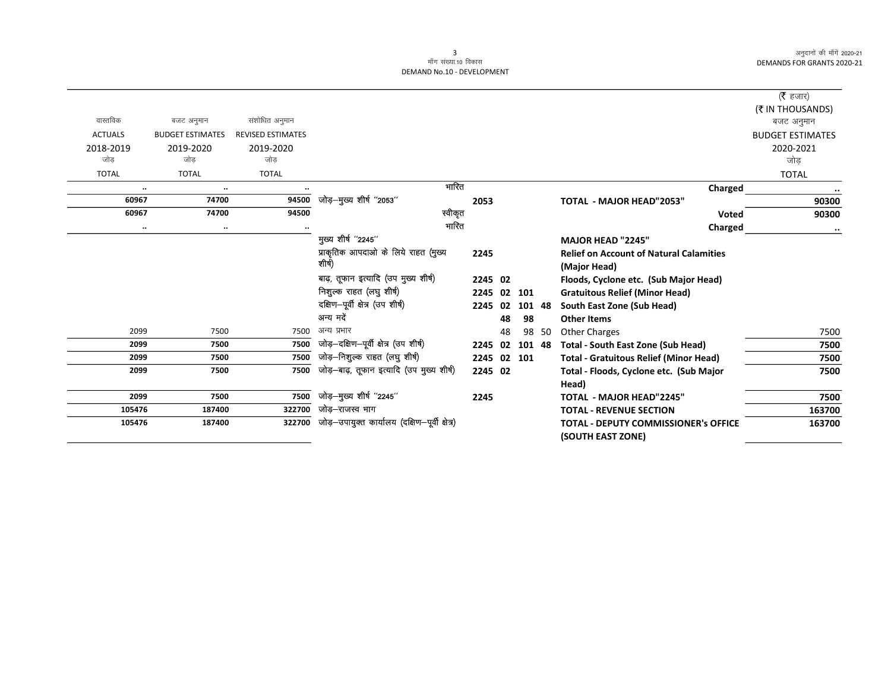माँग संख्या.10 विकास
DEMAND No.10 - DEVELOPMENT

(₹ हजार)
(₹ IN THOUSANDS)

| वास्तविक ACTUALS 2018-2019 जोड़ TOTAL | बजट अनुमान BUDGET ESTIMATES 2019-2020 जोड़ TOTAL | संशोधित अनुमान REVISED ESTIMATES 2019-2020 जोड़ TOTAL | | | | | | | | बजट अनुमान BUDGET ESTIMATES 2020-2021 जोड़ TOTAL |
|---|---|---|---|---|---|---|---|---|---|---|
| .. | .. | .. | भारित | | | | | | Charged | .. |
| **60967** | **74700** | **94500** | जोड़–मुख्य शीर्ष ''2053'' | **2053** | | | | | **TOTAL - MAJOR HEAD"2053"** | **90300** |
| **60967** | **74700** | **94500** | स्वीकृत | | | | | | **Voted** | **90300** |
| .. | .. | .. | भारित | | | | | | **Charged** | .. |
| | | | मुख्य शीर्ष ''2245'' | | | | | | **MAJOR HEAD "2245"** | |
| | | | प्राकृतिक आपदाओ के लिये राहत (मुख्य शीर्ष) | **2245** | | | | | **Relief on Account of Natural Calamities (Major Head)** | |
| | | | बाढ़, तूफान इत्यादि (उप मुख्य शीर्ष) | **2245** | **02** | | | | **Floods, Cyclone etc. (Sub Major Head)** | |
| | | | निशुल्क राहत (लघु शीर्ष) | **2245** | **02** | **101** | | | **Gratuitous Relief (Minor Head)** | |
| | | | दक्षिण–पूर्वी क्षेत्र (उप शीर्ष) | **2245** | **02** | **101** | **48** | | **South East Zone (Sub Head)** | |
| | | | अन्य मदें | | **48** | **98** | | | **Other Items** | |
| 2099 | 7500 | 7500 | अन्य प्रभार | | 48 | 98 | 50 | | Other Charges | 7500 |
| **2099** | **7500** | **7500** | जोड़–दक्षिण–पूर्वी क्षेत्र (उप शीर्ष) | **2245** | **02** | **101** | **48** | | **Total - South East Zone (Sub Head)** | **7500** |
| **2099** | **7500** | **7500** | जोड़–निशुल्क राहत (लघु शीर्ष) | **2245** | **02** | **101** | | | **Total - Gratuitous Relief (Minor Head)** | **7500** |
| **2099** | **7500** | **7500** | जोड़–बाढ़, तूफान इत्यादि (उप मुख्य शीर्ष) | **2245** | **02** | | | | **Total - Floods, Cyclone etc. (Sub Major Head)** | **7500** |
| **2099** | **7500** | **7500** | जोड़–मुख्य शीर्ष ''2245'' | **2245** | | | | | **TOTAL - MAJOR HEAD"2245"** | **7500** |
| **105476** | **187400** | **322700** | जोड़–राजस्व भाग | | | | | | **TOTAL - REVENUE SECTION** | **163700** |
| **105476** | **187400** | **322700** | जोड़–उपायुक्त कार्यालय (दक्षिण–पूर्वी क्षेत्र) | | | | | | **TOTAL - DEPUTY COMMISSIONER's OFFICE (SOUTH EAST ZONE)** | **163700** |